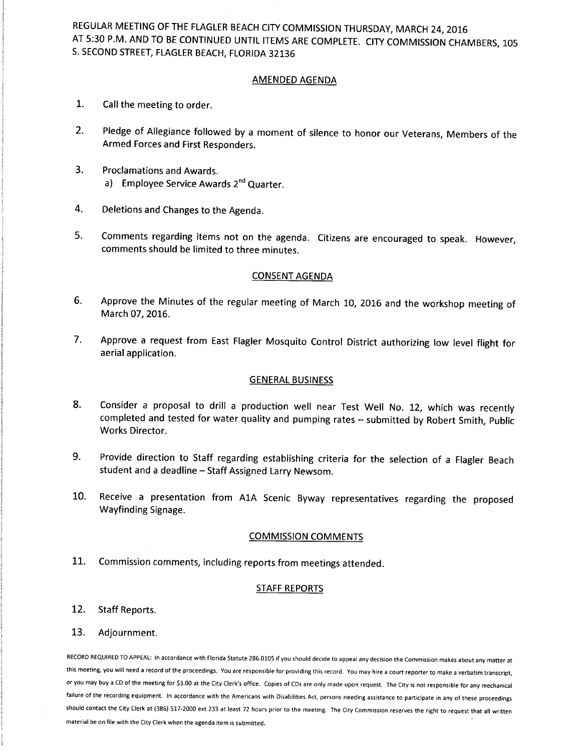REGULAR MEETING OF THE FLAGLER BEACH CITY COMMISSION THURSDAY, MARCH 24, 2016 AT 5:30 P.M. AND TO BE CONTINUED UNTIL ITEMS ARE COMPLETE. CITY COMMISSION CHAMBERS, 105 S. SECOND STREET, FLAGLER BEACH, FLORIDA 32136

## AMENDED AGENDA

1. Call the meeting to order.

2. Pledge of Allegiance followed by a moment of silence to honor our Veterans, Members of the Armed Forces and First Responders.

3. Proclamations and Awards.
   a) Employee Service Awards 2nd Quarter.

4. Deletions and Changes to the Agenda.

5. Comments regarding items not on the agenda. Citizens are encouraged to speak. However, comments should be limited to three minutes.

## CONSENT AGENDA

6. Approve the Minutes of the regular meeting of March 10, 2016 and the workshop meeting of March 07, 2016.

7. Approve a request from East Flagler Mosquito Control District authorizing low level flight for aerial application.

## GENERAL BUSINESS

8. Consider a proposal to drill a production well near Test Well No. 12, which was recently completed and tested for water quality and pumping rates – submitted by Robert Smith, Public Works Director.

9. Provide direction to Staff regarding establishing criteria for the selection of a Flagler Beach student and a deadline – Staff Assigned Larry Newsom.

10. Receive a presentation from A1A Scenic Byway representatives regarding the proposed Wayfinding Signage.

## COMMISSION COMMENTS

11. Commission comments, including reports from meetings attended.

## STAFF REPORTS

12. Staff Reports.

13. Adjournment.

RECORD REQUIRED TO APPEAL: In accordance with Florida Statute 286.0105 if you should decide to appeal any decision the Commission makes about any matter at this meeting, you will need a record of the proceedings. You are responsible for providing this record. You may hire a court reporter to make a verbatim transcript, or you may buy a CD of the meeting for $3.00 at the City Clerk's office. Copies of CDs are only made upon request. The City is not responsible for any mechanical failure of the recording equipment. In accordance with the Americans with Disabilities Act, persons needing assistance to participate in any of these proceedings should contact the City Clerk at (386) 517-2000 ext 233 at least 72 hours prior to the meeting. The City Commission reserves the right to request that all written material be on file with the City Clerk when the agenda item is submitted.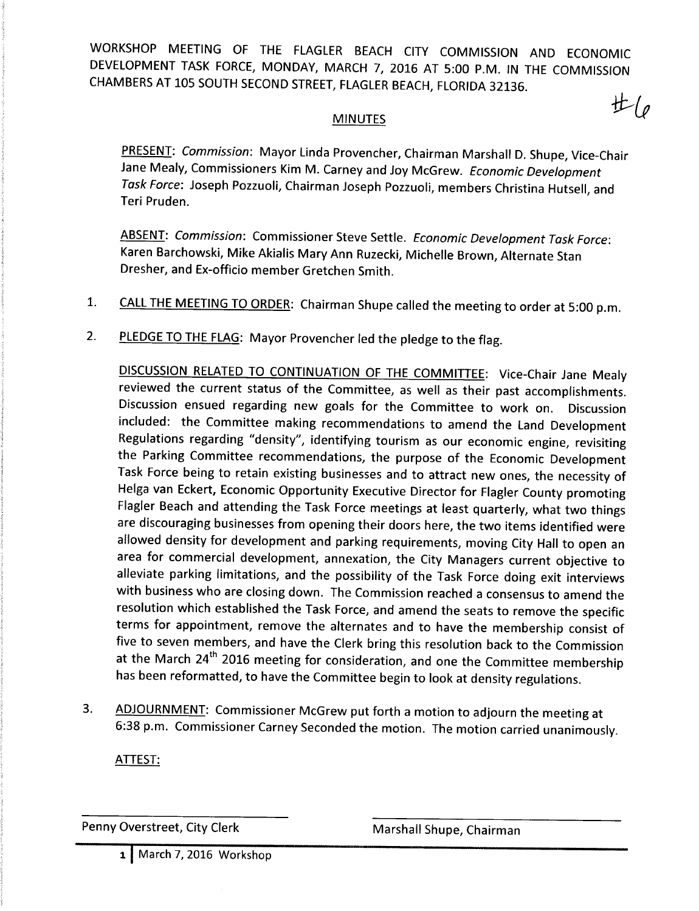WORKSHOP MEETING OF THE FLAGLER BEACH CITY COMMISSION AND ECONOMIC DEVELOPMENT TASK FORCE, MONDAY, MARCH 7, 2016 AT 5:00 P.M. IN THE COMMISSION CHAMBERS AT 105 SOUTH SECOND STREET, FLAGLER BEACH, FLORIDA 32136.

#6

## MINUTES

PRESENT: *Commission*: Mayor Linda Provencher, Chairman Marshall D. Shupe, Vice-Chair Jane Mealy, Commissioners Kim M. Carney and Joy McGrew. *Economic Development Task Force*: Joseph Pozzuoli, Chairman Joseph Pozzuoli, members Christina Hutsell, and Teri Pruden.

ABSENT: *Commission*: Commissioner Steve Settle. *Economic Development Task Force*: Karen Barchowski, Mike Akialis Mary Ann Ruzecki, Michelle Brown, Alternate Stan Dresher, and Ex-officio member Gretchen Smith.

1. CALL THE MEETING TO ORDER: Chairman Shupe called the meeting to order at 5:00 p.m.

2. PLEDGE TO THE FLAG: Mayor Provencher led the pledge to the flag.

   DISCUSSION RELATED TO CONTINUATION OF THE COMMITTEE: Vice-Chair Jane Mealy reviewed the current status of the Committee, as well as their past accomplishments. Discussion ensued regarding new goals for the Committee to work on. Discussion included: the Committee making recommendations to amend the Land Development Regulations regarding "density", identifying tourism as our economic engine, revisiting the Parking Committee recommendations, the purpose of the Economic Development Task Force being to retain existing businesses and to attract new ones, the necessity of Helga van Eckert, Economic Opportunity Executive Director for Flagler County promoting Flagler Beach and attending the Task Force meetings at least quarterly, what two things are discouraging businesses from opening their doors here, the two items identified were allowed density for development and parking requirements, moving City Hall to open an area for commercial development, annexation, the City Managers current objective to alleviate parking limitations, and the possibility of the Task Force doing exit interviews with business who are closing down. The Commission reached a consensus to amend the resolution which established the Task Force, and amend the seats to remove the specific terms for appointment, remove the alternates and to have the membership consist of five to seven members, and have the Clerk bring this resolution back to the Commission at the March 24th 2016 meeting for consideration, and one the Committee membership has been reformatted, to have the Committee begin to look at density regulations.

3. ADJOURNMENT: Commissioner McGrew put forth a motion to adjourn the meeting at 6:38 p.m. Commissioner Carney Seconded the motion. The motion carried unanimously.

ATTEST:

Penny Overstreet, City Clerk

Marshall Shupe, Chairman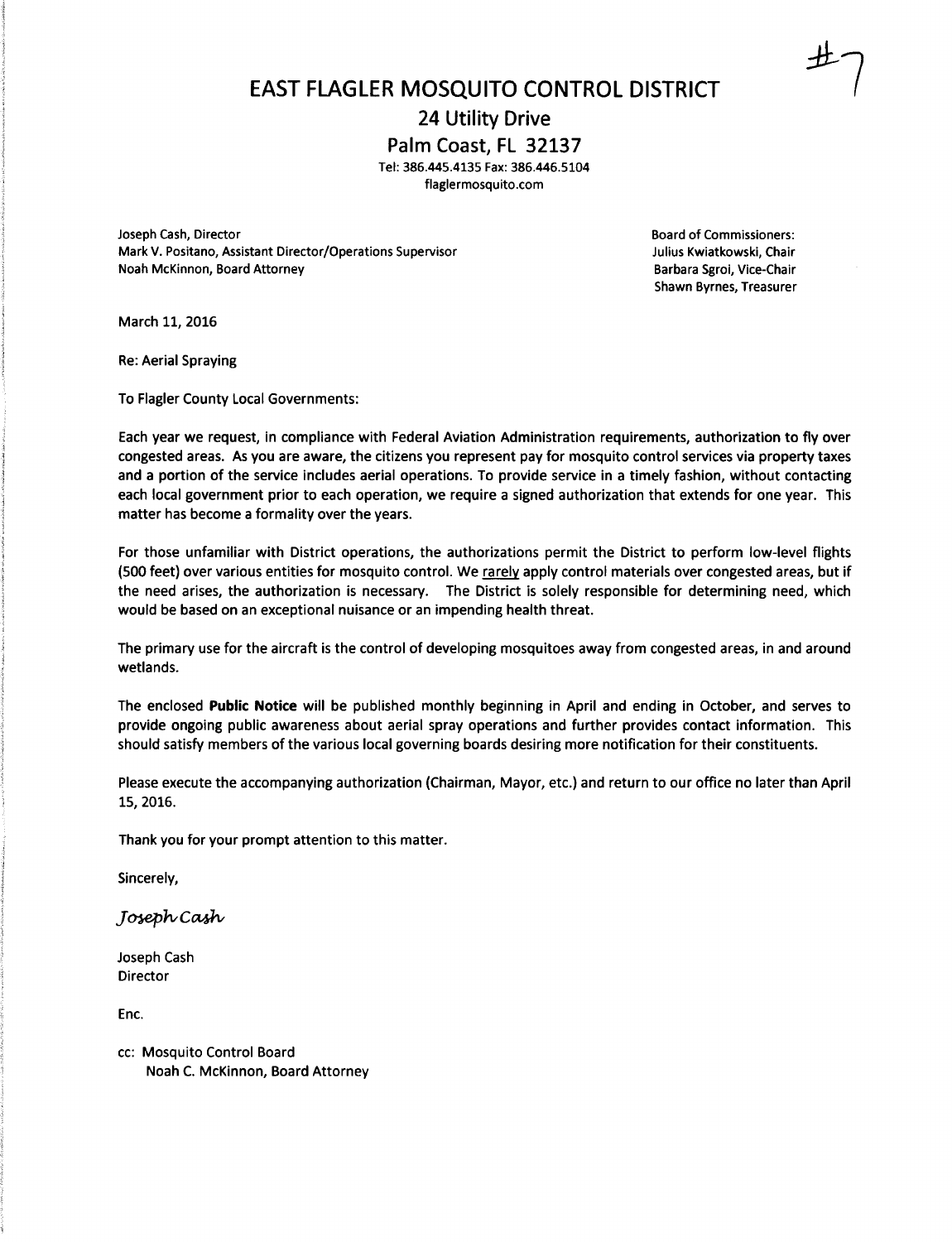#7

# EAST FLAGLER MOSQUITO CONTROL DISTRICT

## 24 Utility Drive

## Palm Coast, FL 32137

Tel: 386.445.4135 Fax: 386.446.5104
flaglermosquito.com

Joseph Cash, Director
Mark V. Positano, Assistant Director/Operations Supervisor
Noah McKinnon, Board Attorney

Board of Commissioners:
Julius Kwiatkowski, Chair
Barbara Sgroi, Vice-Chair
Shawn Byrnes, Treasurer

March 11, 2016

Re: Aerial Spraying

To Flagler County Local Governments:

Each year we request, in compliance with Federal Aviation Administration requirements, authorization to fly over congested areas. As you are aware, the citizens you represent pay for mosquito control services via property taxes and a portion of the service includes aerial operations. To provide service in a timely fashion, without contacting each local government prior to each operation, we require a signed authorization that extends for one year. This matter has become a formality over the years.

For those unfamiliar with District operations, the authorizations permit the District to perform low-level flights (500 feet) over various entities for mosquito control. We <u>rarely</u> apply control materials over congested areas, but if the need arises, the authorization is necessary. The District is solely responsible for determining need, which would be based on an exceptional nuisance or an impending health threat.

The primary use for the aircraft is the control of developing mosquitoes away from congested areas, in and around wetlands.

The enclosed **Public Notice** will be published monthly beginning in April and ending in October, and serves to provide ongoing public awareness about aerial spray operations and further provides contact information. This should satisfy members of the various local governing boards desiring more notification for their constituents.

Please execute the accompanying authorization (Chairman, Mayor, etc.) and return to our office no later than April 15, 2016.

Thank you for your prompt attention to this matter.

Sincerely,

*Joseph Cash*

Joseph Cash
Director

Enc.

cc: Mosquito Control Board
Noah C. McKinnon, Board Attorney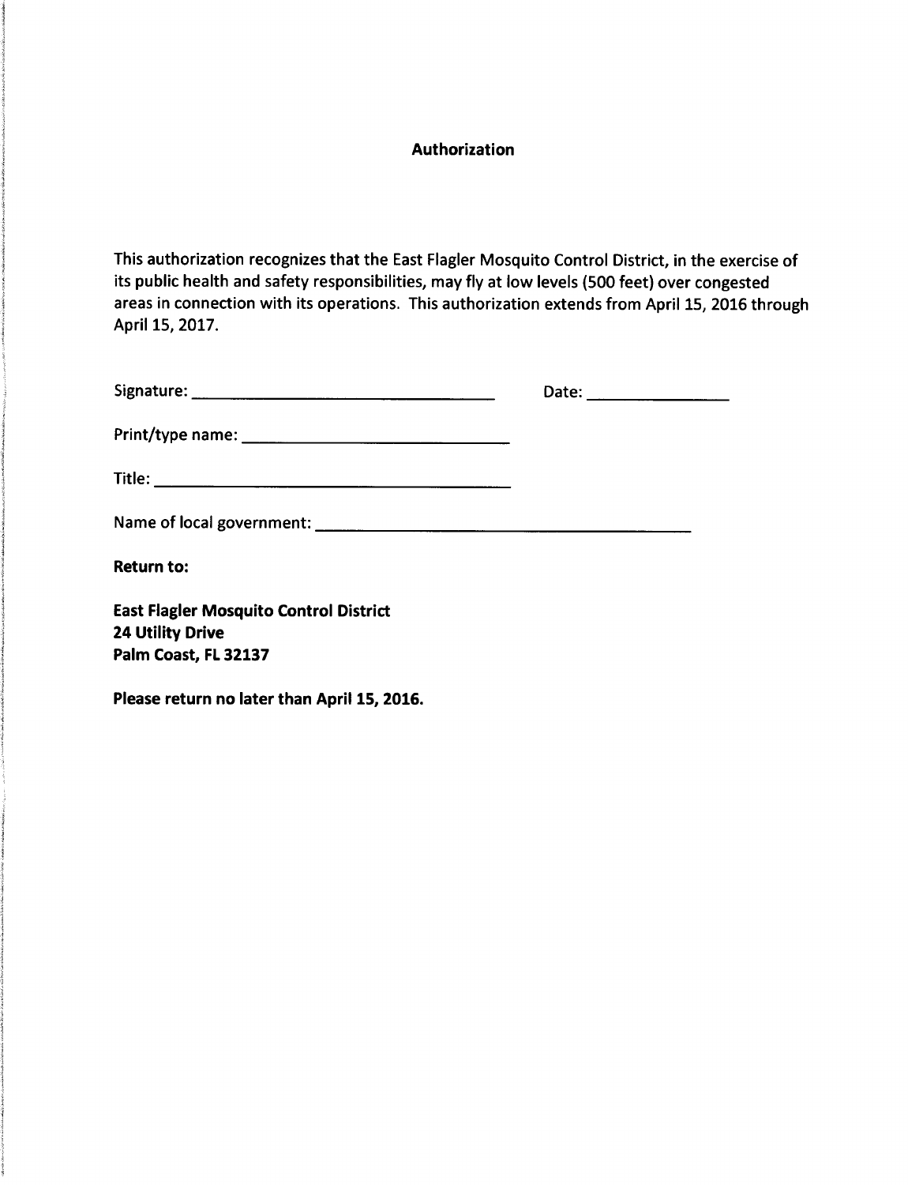# Authorization

This authorization recognizes that the East Flagler Mosquito Control District, in the exercise of its public health and safety responsibilities, may fly at low levels (500 feet) over congested areas in connection with its operations. This authorization extends from April 15, 2016 through April 15, 2017.

Signature: ______________________________ Date: ______________

Print/type name: ___________________________

Title: ___________________________________

Name of local government: _____________________________________

**Return to:**

**East Flagler Mosquito Control District**
**24 Utility Drive**
**Palm Coast, FL 32137**

**Please return no later than April 15, 2016.**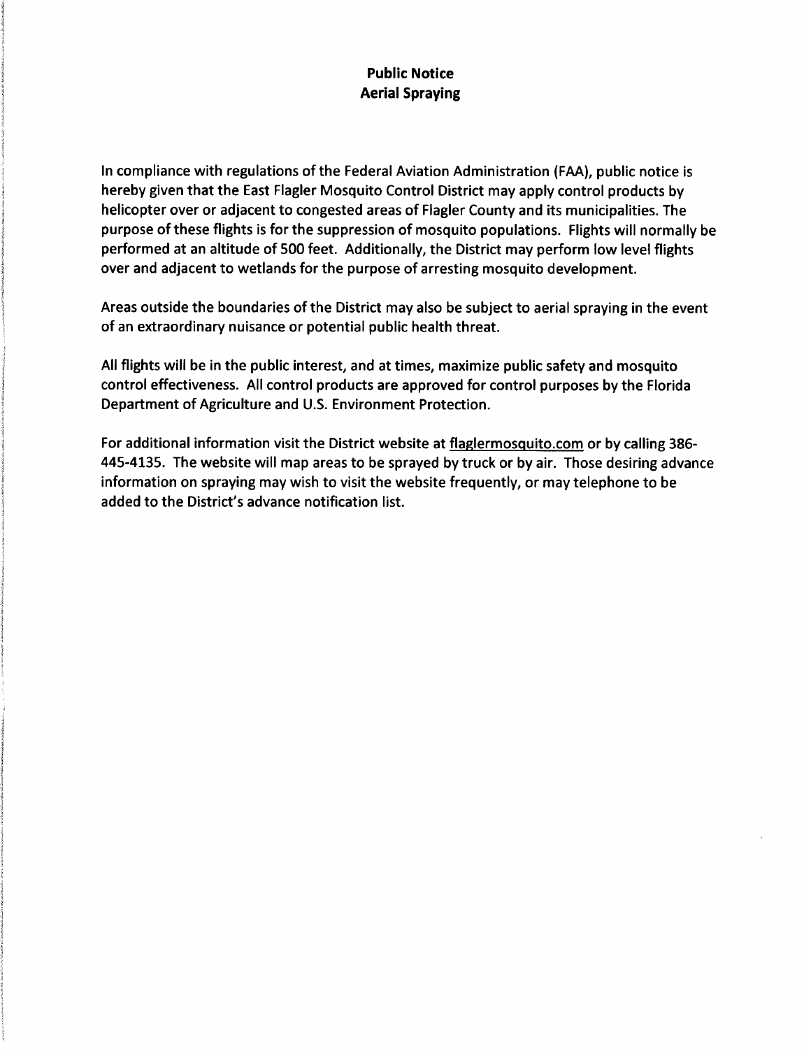**Public Notice**
**Aerial Spraying**

In compliance with regulations of the Federal Aviation Administration (FAA), public notice is hereby given that the East Flagler Mosquito Control District may apply control products by helicopter over or adjacent to congested areas of Flagler County and its municipalities. The purpose of these flights is for the suppression of mosquito populations. Flights will normally be performed at an altitude of 500 feet. Additionally, the District may perform low level flights over and adjacent to wetlands for the purpose of arresting mosquito development.

Areas outside the boundaries of the District may also be subject to aerial spraying in the event of an extraordinary nuisance or potential public health threat.

All flights will be in the public interest, and at times, maximize public safety and mosquito control effectiveness. All control products are approved for control purposes by the Florida Department of Agriculture and U.S. Environment Protection.

For additional information visit the District website at flaglermosquito.com or by calling 386-445-4135. The website will map areas to be sprayed by truck or by air. Those desiring advance information on spraying may wish to visit the website frequently, or may telephone to be added to the District's advance notification list.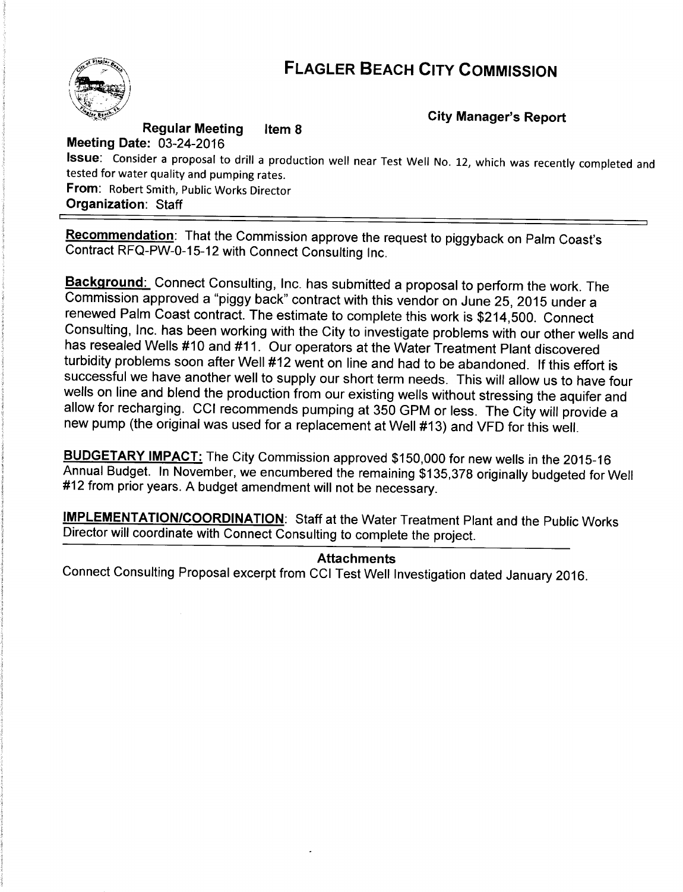# FLAGLER BEACH CITY COMMISSION

**City Manager's Report**

**Regular Meeting** **Item 8**

**Meeting Date:** 03-24-2016

**Issue**: Consider a proposal to drill a production well near Test Well No. 12, which was recently completed and tested for water quality and pumping rates.

**From**: Robert Smith, Public Works Director

**Organization**: Staff

---

**Recommendation**: That the Commission approve the request to piggyback on Palm Coast's Contract RFQ-PW-0-15-12 with Connect Consulting Inc.

**Background**: Connect Consulting, Inc. has submitted a proposal to perform the work. The Commission approved a "piggy back" contract with this vendor on June 25, 2015 under a renewed Palm Coast contract. The estimate to complete this work is $214,500. Connect Consulting, Inc. has been working with the City to investigate problems with our other wells and has resealed Wells #10 and #11. Our operators at the Water Treatment Plant discovered turbidity problems soon after Well #12 went on line and had to be abandoned. If this effort is successful we have another well to supply our short term needs. This will allow us to have four wells on line and blend the production from our existing wells without stressing the aquifer and allow for recharging. CCI recommends pumping at 350 GPM or less. The City will provide a new pump (the original was used for a replacement at Well #13) and VFD for this well.

**BUDGETARY IMPACT:** The City Commission approved $150,000 for new wells in the 2015-16 Annual Budget. In November, we encumbered the remaining $135,378 originally budgeted for Well #12 from prior years. A budget amendment will not be necessary.

**IMPLEMENTATION/COORDINATION**: Staff at the Water Treatment Plant and the Public Works Director will coordinate with Connect Consulting to complete the project.

**Attachments**

Connect Consulting Proposal excerpt from CCI Test Well Investigation dated January 2016.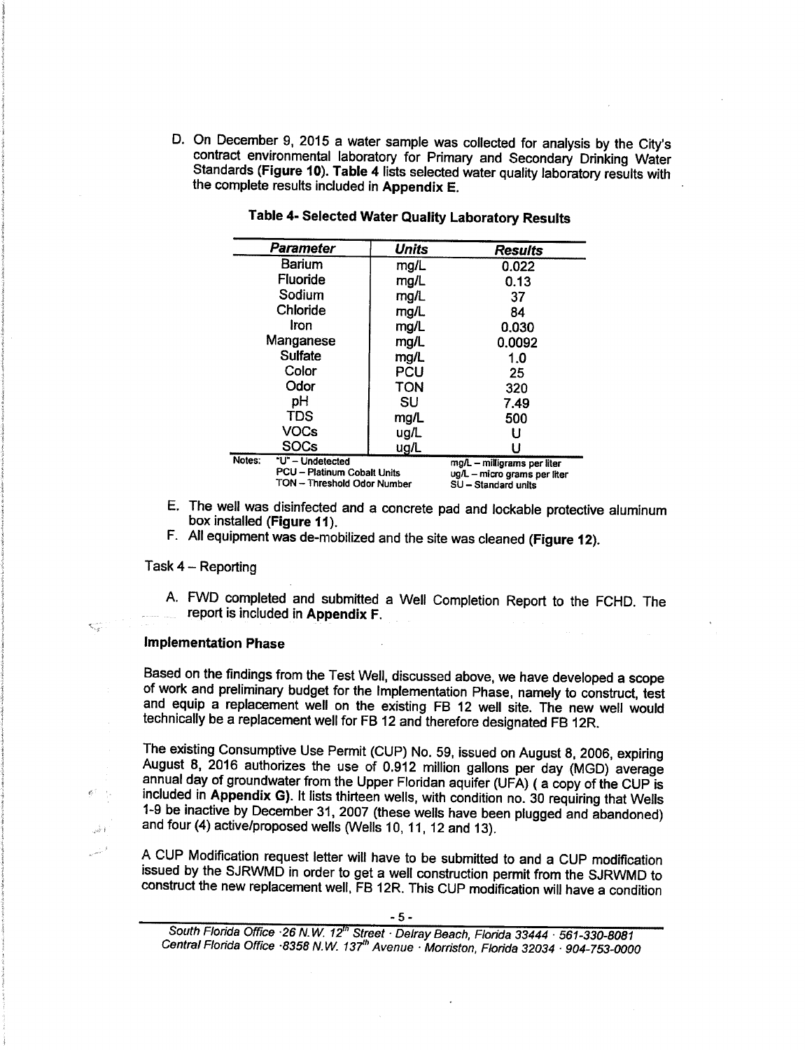D. On December 9, 2015 a water sample was collected for analysis by the City's contract environmental laboratory for Primary and Secondary Drinking Water Standards (**Figure 10**). **Table 4** lists selected water quality laboratory results with the complete results included in **Appendix E**.

**Table 4- Selected Water Quality Laboratory Results**

| *Parameter* | *Units* | *Results* |
|---|---|---|
| Barium | mg/L | 0.022 |
| Fluoride | mg/L | 0.13 |
| Sodium | mg/L | 37 |
| Chloride | mg/L | 84 |
| Iron | mg/L | 0.030 |
| Manganese | mg/L | 0.0092 |
| Sulfate | mg/L | 1.0 |
| Color | PCU | 25 |
| Odor | TON | 320 |
| pH | SU | 7.49 |
| TDS | mg/L | 500 |
| VOCs | ug/L | U |
| SOCs | ug/L | U |

Notes: "U" – Undetected; PCU – Platinum Cobalt Units; TON – Threshold Odor Number; mg/L – milligrams per liter; ug/L – micro grams per liter; SU – Standard units

E. The well was disinfected and a concrete pad and lockable protective aluminum box installed (**Figure 11**).

F. All equipment was de-mobilized and the site was cleaned (**Figure 12**).

Task 4 – Reporting

A. FWD completed and submitted a Well Completion Report to the FCHD. The report is included in **Appendix F**.

**Implementation Phase**

Based on the findings from the Test Well, discussed above, we have developed a scope of work and preliminary budget for the Implementation Phase, namely to construct, test and equip a replacement well on the existing FB 12 well site. The new well would technically be a replacement well for FB 12 and therefore designated FB 12R.

The existing Consumptive Use Permit (CUP) No. 59, issued on August 8, 2006, expiring August 8, 2016 authorizes the use of 0.912 million gallons per day (MGD) average annual day of groundwater from the Upper Floridan aquifer (UFA) ( a copy of the CUP is included in **Appendix G**). It lists thirteen wells, with condition no. 30 requiring that Wells 1-9 be inactive by December 31, 2007 (these wells have been plugged and abandoned) and four (4) active/proposed wells (Wells 10, 11, 12 and 13).

A CUP Modification request letter will have to be submitted to and a CUP modification issued by the SJRWMD in order to get a well construction permit from the SJRWMD to construct the new replacement well, FB 12R. This CUP modification will have a condition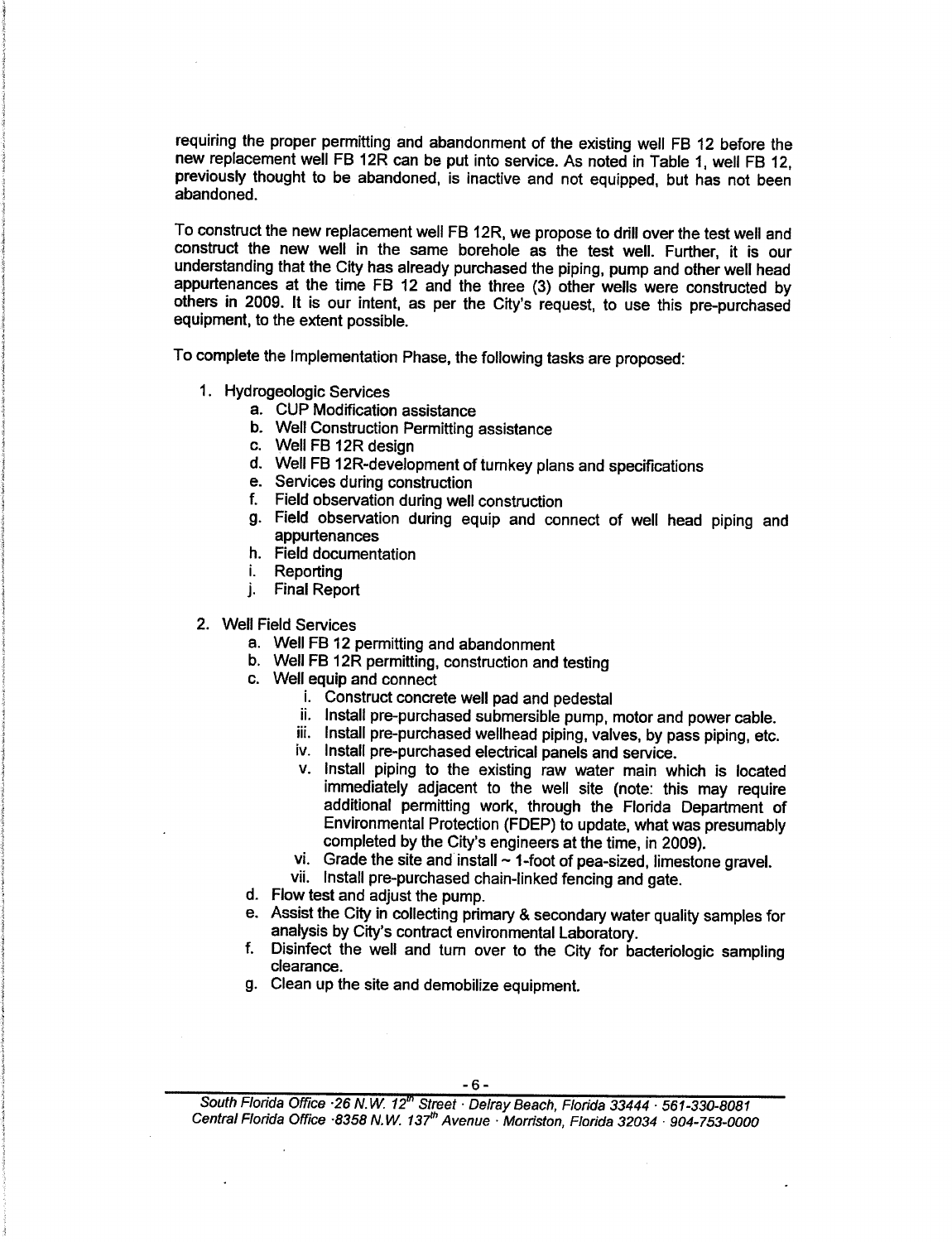requiring the proper permitting and abandonment of the existing well FB 12 before the new replacement well FB 12R can be put into service. As noted in Table 1, well FB 12, previously thought to be abandoned, is inactive and not equipped, but has not been abandoned.

To construct the new replacement well FB 12R, we propose to drill over the test well and construct the new well in the same borehole as the test well. Further, it is our understanding that the City has already purchased the piping, pump and other well head appurtenances at the time FB 12 and the three (3) other wells were constructed by others in 2009. It is our intent, as per the City's request, to use this pre-purchased equipment, to the extent possible.

To complete the Implementation Phase, the following tasks are proposed:

1. Hydrogeologic Services
   a. CUP Modification assistance
   b. Well Construction Permitting assistance
   c. Well FB 12R design
   d. Well FB 12R-development of turnkey plans and specifications
   e. Services during construction
   f. Field observation during well construction
   g. Field observation during equip and connect of well head piping and appurtenances
   h. Field documentation
   i. Reporting
   j. Final Report

2. Well Field Services
   a. Well FB 12 permitting and abandonment
   b. Well FB 12R permitting, construction and testing
   c. Well equip and connect
      i. Construct concrete well pad and pedestal
      ii. Install pre-purchased submersible pump, motor and power cable.
      iii. Install pre-purchased wellhead piping, valves, by pass piping, etc.
      iv. Install pre-purchased electrical panels and service.
      v. Install piping to the existing raw water main which is located immediately adjacent to the well site (note: this may require additional permitting work, through the Florida Department of Environmental Protection (FDEP) to update, what was presumably completed by the City's engineers at the time, in 2009).
      vi. Grade the site and install ~ 1-foot of pea-sized, limestone gravel.
      vii. Install pre-purchased chain-linked fencing and gate.
   d. Flow test and adjust the pump.
   e. Assist the City in collecting primary & secondary water quality samples for analysis by City's contract environmental Laboratory.
   f. Disinfect the well and turn over to the City for bacteriologic sampling clearance.
   g. Clean up the site and demobilize equipment.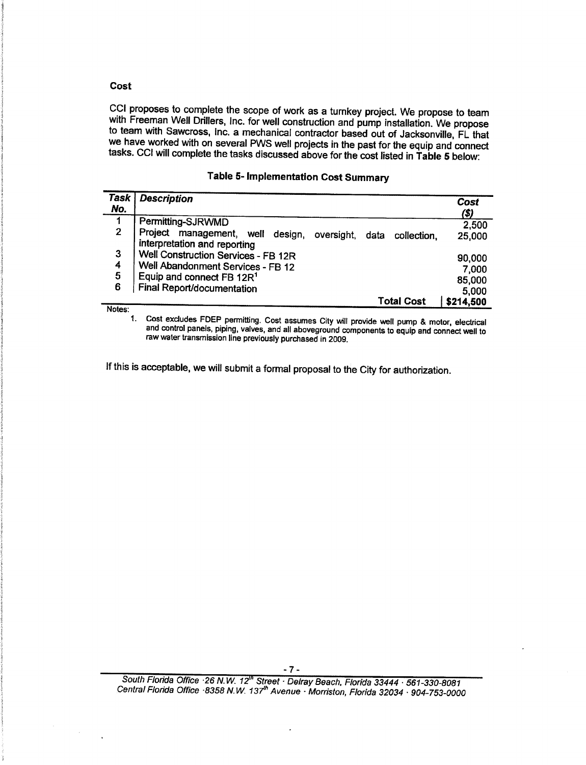## Cost

CCI proposes to complete the scope of work as a turnkey project. We propose to team with Freeman Well Drillers, Inc. for well construction and pump installation. We propose to team with Sawcross, Inc. a mechanical contractor based out of Jacksonville, FL that we have worked with on several PWS well projects in the past for the equip and connect tasks. CCI will complete the tasks discussed above for the cost listed in **Table 5** below:

**Table 5- Implementation Cost Summary**

| *Task No.* | *Description* | *Cost ($)* |
|---|---|---|
| 1 | Permitting-SJRWMD | 2,500 |
| 2 | Project management, well design, oversight, data collection, interpretation and reporting | 25,000 |
| 3 | Well Construction Services - FB 12R | 90,000 |
| 4 | Well Abandonment Services - FB 12 | 7,000 |
| 5 | Equip and connect FB 12R[1] | 85,000 |
| 6 | Final Report/documentation | 5,000 |
| | **Total Cost** | **$214,500** |

Notes:

1. Cost excludes FDEP permitting. Cost assumes City will provide well pump & motor, electrical and control panels, piping, valves, and all aboveground components to equip and connect well to raw water transmission line previously purchased in 2009.

If this is acceptable, we will submit a formal proposal to the City for authorization.

South Florida Office · 26 N.W. 12th Street · Delray Beach, Florida 33444 · 561-330-8081
Central Florida Office · 8358 N.W. 137th Avenue · Morriston, Florida 32034 · 904-753-0000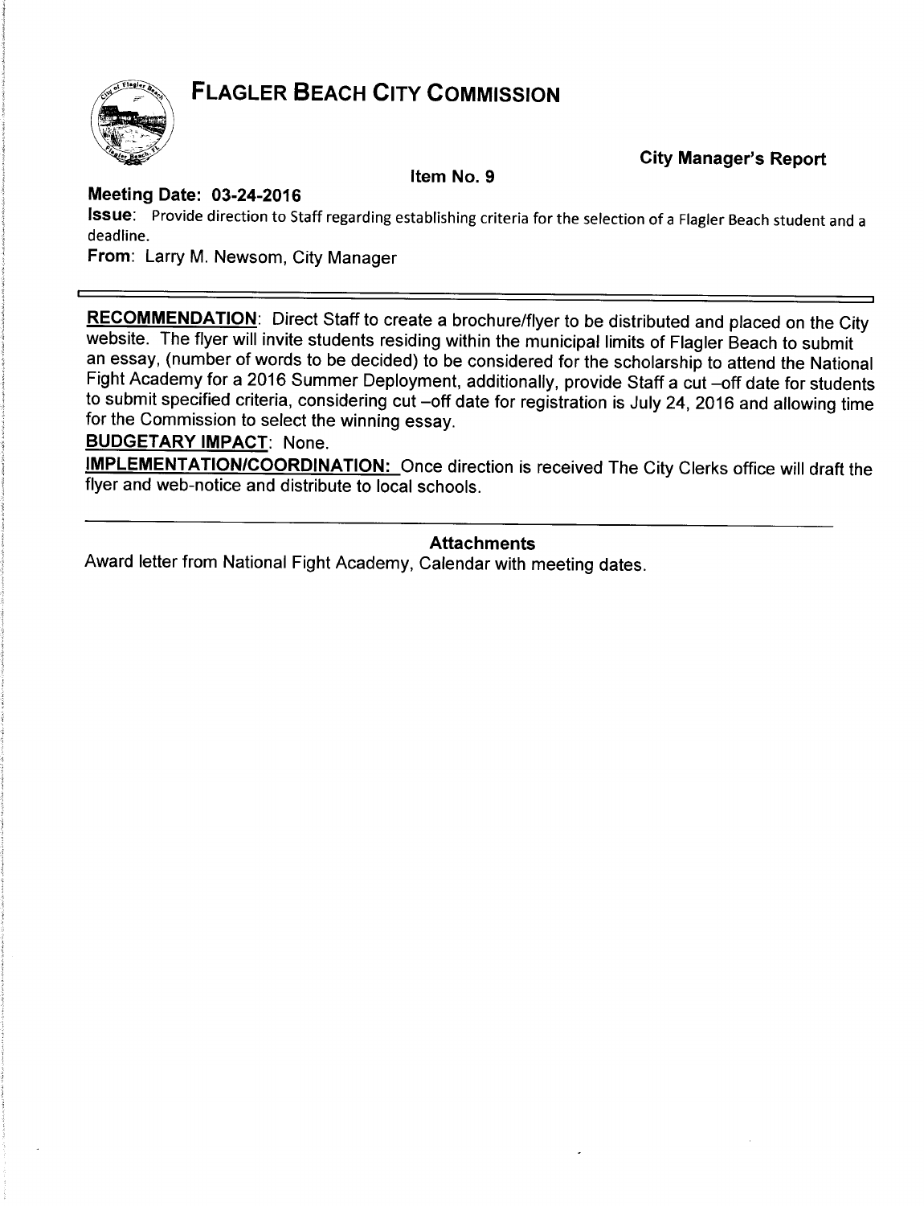# FLAGLER BEACH CITY COMMISSION

**City Manager's Report**

**Item No. 9**

**Meeting Date: 03-24-2016**

**Issue**: Provide direction to Staff regarding establishing criteria for the selection of a Flagler Beach student and a deadline.

**From**: Larry M. Newsom, City Manager

---

**RECOMMENDATION**: Direct Staff to create a brochure/flyer to be distributed and placed on the City website. The flyer will invite students residing within the municipal limits of Flagler Beach to submit an essay, (number of words to be decided) to be considered for the scholarship to attend the National Fight Academy for a 2016 Summer Deployment, additionally, provide Staff a cut –off date for students to submit specified criteria, considering cut –off date for registration is July 24, 2016 and allowing time for the Commission to select the winning essay.

**BUDGETARY IMPACT**: None.

**IMPLEMENTATION/COORDINATION:** Once direction is received The City Clerks office will draft the flyer and web-notice and distribute to local schools.

---

**Attachments**

Award letter from National Fight Academy, Calendar with meeting dates.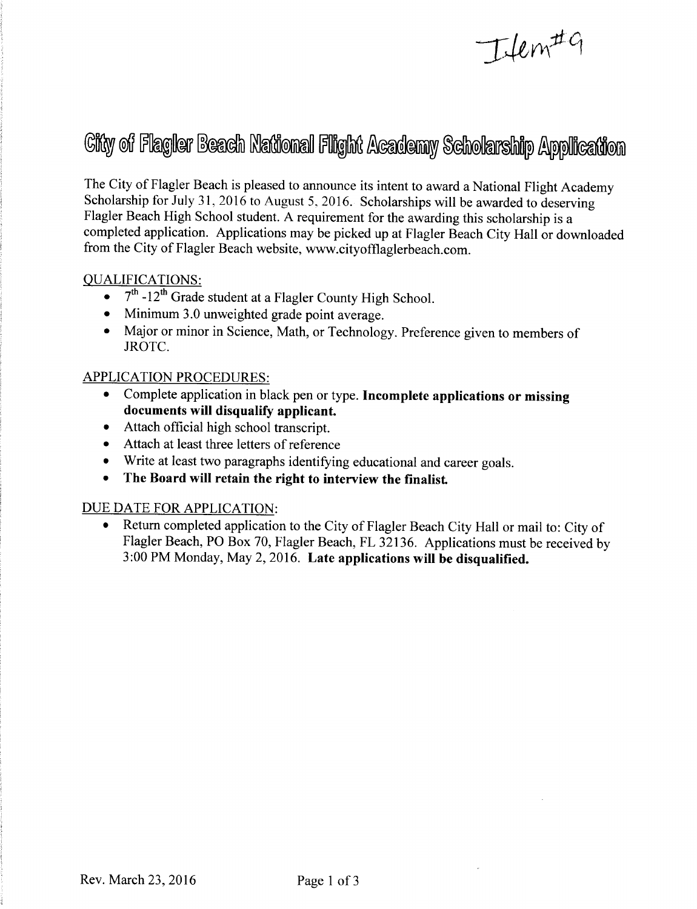Item#9

# City of Flagler Beach National Flight Academy Scholarship Application

The City of Flagler Beach is pleased to announce its intent to award a National Flight Academy Scholarship for July 31, 2016 to August 5, 2016. Scholarships will be awarded to deserving Flagler Beach High School student. A requirement for the awarding this scholarship is a completed application. Applications may be picked up at Flagler Beach City Hall or downloaded from the City of Flagler Beach website, www.cityofflaglerbeach.com.

QUALIFICATIONS:

- 7th -12th Grade student at a Flagler County High School.
- Minimum 3.0 unweighted grade point average.
- Major or minor in Science, Math, or Technology. Preference given to members of JROTC.

APPLICATION PROCEDURES:

- Complete application in black pen or type. **Incomplete applications or missing documents will disqualify applicant.**
- Attach official high school transcript.
- Attach at least three letters of reference
- Write at least two paragraphs identifying educational and career goals.
- **The Board will retain the right to interview the finalist.**

DUE DATE FOR APPLICATION:

- Return completed application to the City of Flagler Beach City Hall or mail to: City of Flagler Beach, PO Box 70, Flagler Beach, FL 32136. Applications must be received by 3:00 PM Monday, May 2, 2016. **Late applications will be disqualified.**

Rev. March 23, 2016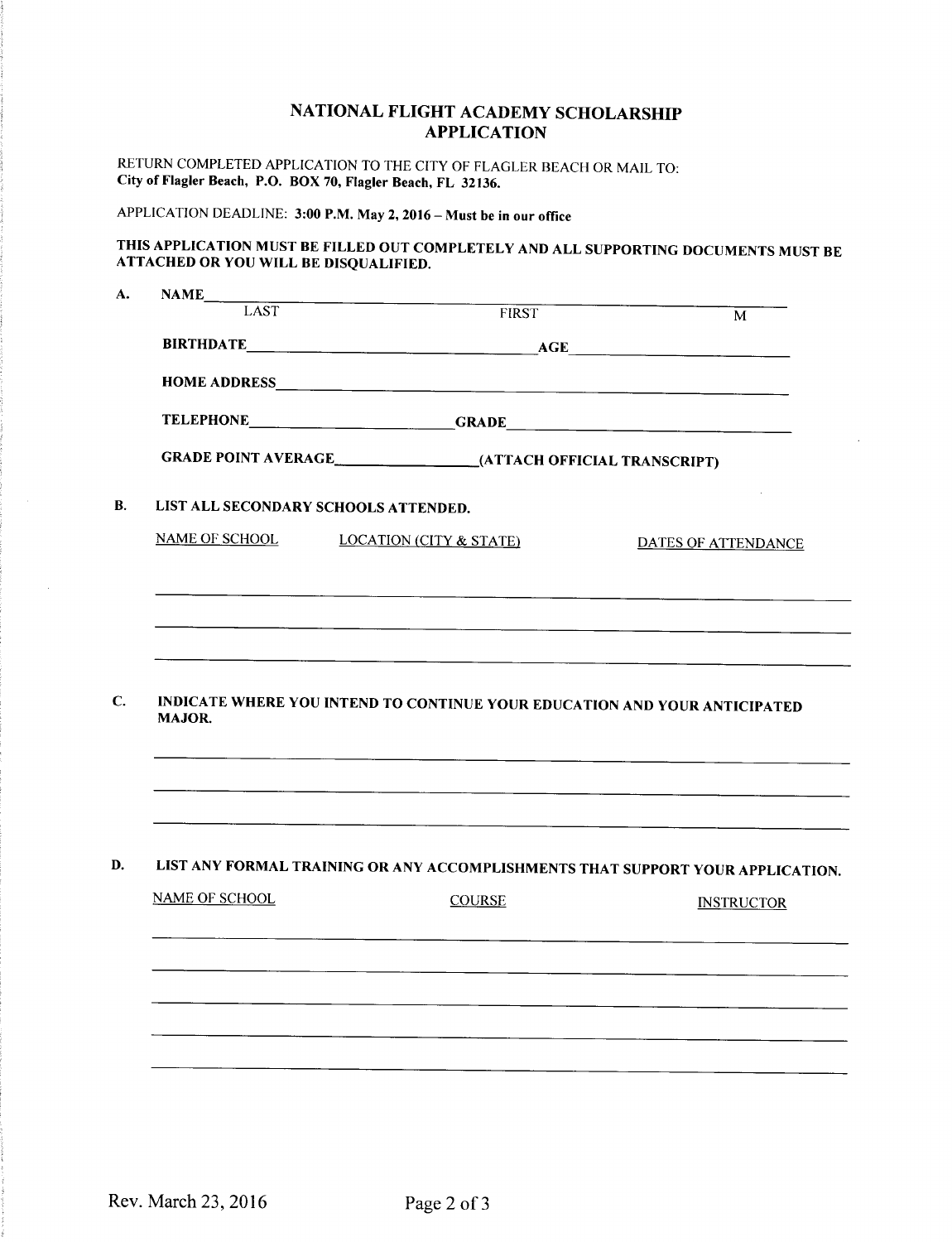# NATIONAL FLIGHT ACADEMY SCHOLARSHIP APPLICATION

RETURN COMPLETED APPLICATION TO THE CITY OF FLAGLER BEACH OR MAIL TO:
**City of Flagler Beach, P.O. BOX 70, Flagler Beach, FL 32136.**

APPLICATION DEADLINE: **3:00 P.M. May 2, 2016 – Must be in our office**

**THIS APPLICATION MUST BE FILLED OUT COMPLETELY AND ALL SUPPORTING DOCUMENTS MUST BE ATTACHED OR YOU WILL BE DISQUALIFIED.**

**A.** **NAME**\_\_\_\_\_\_\_\_\_\_\_\_\_\_\_\_\_\_\_\_\_\_\_\_\_\_\_\_\_\_\_\_\_\_\_\_\_\_\_\_\_\_\_\_\_\_\_\_\_\_\_\_\_\_\_\_
LAST FIRST M

**BIRTHDATE**\_\_\_\_\_\_\_\_\_\_\_\_\_\_\_\_\_\_\_\_\_\_\_\_\_\_\_\_\_\_ **AGE**\_\_\_\_\_\_\_\_\_\_\_\_\_\_\_\_\_\_\_\_

**HOME ADDRESS**\_\_\_\_\_\_\_\_\_\_\_\_\_\_\_\_\_\_\_\_\_\_\_\_\_\_\_\_\_\_\_\_\_\_\_\_\_\_\_\_\_\_\_\_\_\_\_\_

**TELEPHONE**\_\_\_\_\_\_\_\_\_\_\_\_\_\_\_\_\_\_\_\_ **GRADE**\_\_\_\_\_\_\_\_\_\_\_\_\_\_\_\_\_\_\_\_\_\_\_\_\_\_\_\_

**GRADE POINT AVERAGE**\_\_\_\_\_\_\_\_\_\_\_\_\_\_**(ATTACH OFFICIAL TRANSCRIPT)**

**B.** **LIST ALL SECONDARY SCHOOLS ATTENDED.**

| NAME OF SCHOOL | LOCATION (CITY & STATE) | DATES OF ATTENDANCE |
|---|---|---|
| | | |
| | | |
| | | |

**C.** **INDICATE WHERE YOU INTEND TO CONTINUE YOUR EDUCATION AND YOUR ANTICIPATED MAJOR.**

\_\_\_\_\_\_\_\_\_\_\_\_\_\_\_\_\_\_\_\_\_\_\_\_\_\_\_\_\_\_\_\_\_\_\_\_\_\_\_\_\_\_\_\_\_\_\_\_\_\_\_\_\_\_\_\_\_\_\_\_\_\_\_\_

\_\_\_\_\_\_\_\_\_\_\_\_\_\_\_\_\_\_\_\_\_\_\_\_\_\_\_\_\_\_\_\_\_\_\_\_\_\_\_\_\_\_\_\_\_\_\_\_\_\_\_\_\_\_\_\_\_\_\_\_\_\_\_\_

\_\_\_\_\_\_\_\_\_\_\_\_\_\_\_\_\_\_\_\_\_\_\_\_\_\_\_\_\_\_\_\_\_\_\_\_\_\_\_\_\_\_\_\_\_\_\_\_\_\_\_\_\_\_\_\_\_\_\_\_\_\_\_\_

**D.** **LIST ANY FORMAL TRAINING OR ANY ACCOMPLISHMENTS THAT SUPPORT YOUR APPLICATION.**

| NAME OF SCHOOL | COURSE | INSTRUCTOR |
|---|---|---|
| | | |
| | | |
| | | |
| | | |
| | | |

Rev. March 23, 2016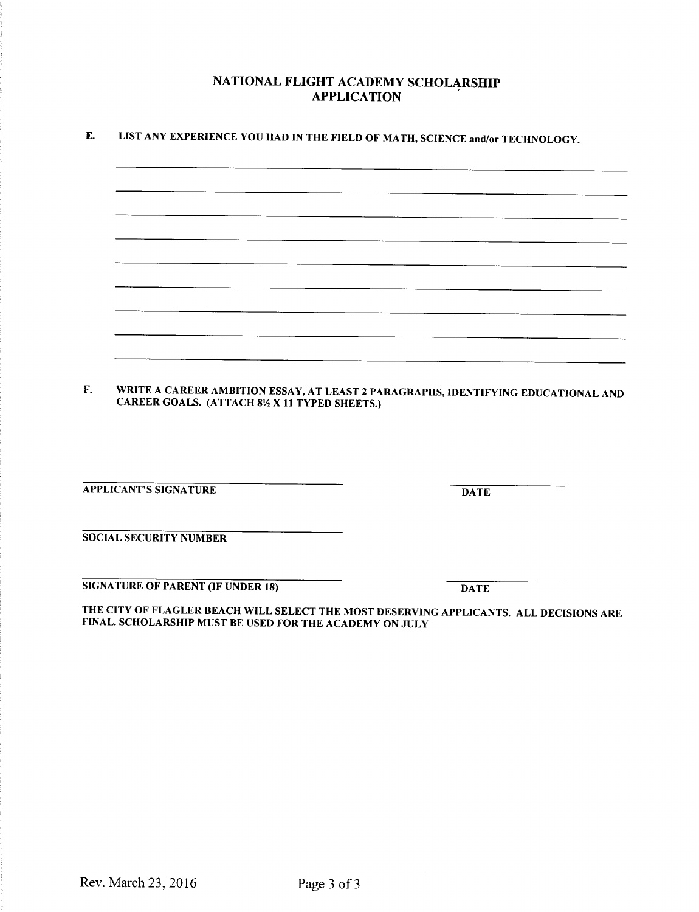# NATIONAL FLIGHT ACADEMY SCHOLARSHIP APPLICATION

**E. LIST ANY EXPERIENCE YOU HAD IN THE FIELD OF MATH, SCIENCE and/or TECHNOLOGY.**

\_\_\_\_\_\_\_\_\_\_\_\_\_\_\_\_\_\_\_\_\_\_\_\_\_\_\_\_\_\_\_\_\_\_\_\_\_\_\_\_\_\_\_\_\_\_\_\_\_\_\_\_\_\_\_\_\_\_\_\_\_\_\_\_\_\_

\_\_\_\_\_\_\_\_\_\_\_\_\_\_\_\_\_\_\_\_\_\_\_\_\_\_\_\_\_\_\_\_\_\_\_\_\_\_\_\_\_\_\_\_\_\_\_\_\_\_\_\_\_\_\_\_\_\_\_\_\_\_\_\_\_\_

\_\_\_\_\_\_\_\_\_\_\_\_\_\_\_\_\_\_\_\_\_\_\_\_\_\_\_\_\_\_\_\_\_\_\_\_\_\_\_\_\_\_\_\_\_\_\_\_\_\_\_\_\_\_\_\_\_\_\_\_\_\_\_\_\_\_

\_\_\_\_\_\_\_\_\_\_\_\_\_\_\_\_\_\_\_\_\_\_\_\_\_\_\_\_\_\_\_\_\_\_\_\_\_\_\_\_\_\_\_\_\_\_\_\_\_\_\_\_\_\_\_\_\_\_\_\_\_\_\_\_\_\_

\_\_\_\_\_\_\_\_\_\_\_\_\_\_\_\_\_\_\_\_\_\_\_\_\_\_\_\_\_\_\_\_\_\_\_\_\_\_\_\_\_\_\_\_\_\_\_\_\_\_\_\_\_\_\_\_\_\_\_\_\_\_\_\_\_\_

\_\_\_\_\_\_\_\_\_\_\_\_\_\_\_\_\_\_\_\_\_\_\_\_\_\_\_\_\_\_\_\_\_\_\_\_\_\_\_\_\_\_\_\_\_\_\_\_\_\_\_\_\_\_\_\_\_\_\_\_\_\_\_\_\_\_

\_\_\_\_\_\_\_\_\_\_\_\_\_\_\_\_\_\_\_\_\_\_\_\_\_\_\_\_\_\_\_\_\_\_\_\_\_\_\_\_\_\_\_\_\_\_\_\_\_\_\_\_\_\_\_\_\_\_\_\_\_\_\_\_\_\_

\_\_\_\_\_\_\_\_\_\_\_\_\_\_\_\_\_\_\_\_\_\_\_\_\_\_\_\_\_\_\_\_\_\_\_\_\_\_\_\_\_\_\_\_\_\_\_\_\_\_\_\_\_\_\_\_\_\_\_\_\_\_\_\_\_\_

\_\_\_\_\_\_\_\_\_\_\_\_\_\_\_\_\_\_\_\_\_\_\_\_\_\_\_\_\_\_\_\_\_\_\_\_\_\_\_\_\_\_\_\_\_\_\_\_\_\_\_\_\_\_\_\_\_\_\_\_\_\_\_\_\_\_

**F. WRITE A CAREER AMBITION ESSAY, AT LEAST 2 PARAGRAPHS, IDENTIFYING EDUCATIONAL AND CAREER GOALS. (ATTACH 8½ X 11 TYPED SHEETS.)**

\_\_\_\_\_\_\_\_\_\_\_\_\_\_\_\_\_\_\_\_\_\_\_\_\_\_\_\_\_\_\_\_\_\_\_\_ \_\_\_\_\_\_\_\_\_\_\_\_\_\_\_\_\_\_\_\_

**APPLICANT'S SIGNATURE** **DATE**

\_\_\_\_\_\_\_\_\_\_\_\_\_\_\_\_\_\_\_\_\_\_\_\_\_\_\_\_\_\_\_\_\_\_\_\_

**SOCIAL SECURITY NUMBER**

\_\_\_\_\_\_\_\_\_\_\_\_\_\_\_\_\_\_\_\_\_\_\_\_\_\_\_\_\_\_\_\_\_\_\_\_ \_\_\_\_\_\_\_\_\_\_\_\_\_\_\_\_\_\_\_\_

**SIGNATURE OF PARENT (IF UNDER 18)** **DATE**

**THE CITY OF FLAGLER BEACH WILL SELECT THE MOST DESERVING APPLICANTS. ALL DECISIONS ARE FINAL. SCHOLARSHIP MUST BE USED FOR THE ACADEMY ON JULY**

Rev. March 23, 2016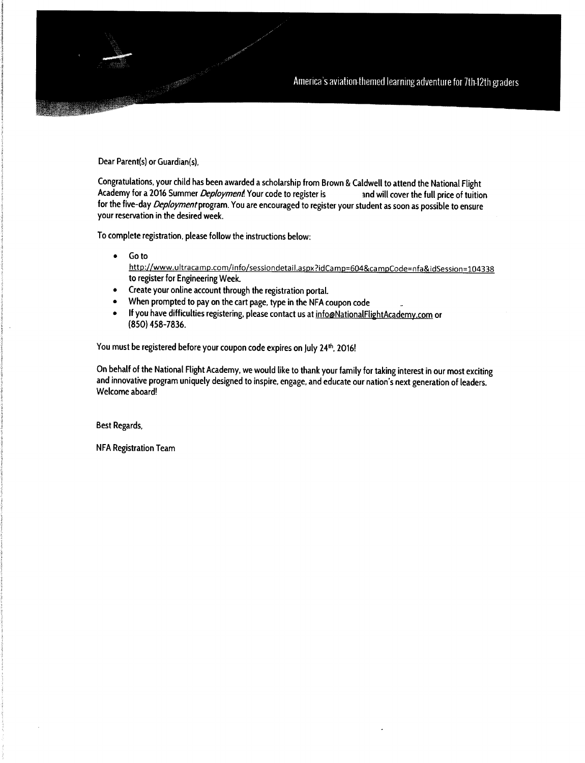America's aviation-themed learning adventure for 7th-12th graders

Dear Parent(s) or Guardian(s),

Congratulations, your child has been awarded a scholarship from Brown & Caldwell to attend the National Flight Academy for a 2016 Summer *Deployment*! Your code to register is and will cover the full price of tuition for the five-day *Deployment* program. You are encouraged to register your student as soon as possible to ensure your reservation in the desired week.

To complete registration, please follow the instructions below:

- Go to http://www.ultracamp.com/info/sessiondetail.aspx?idCamp=604&campCode=nfa&idSession=104338 to register for Engineering Week.
- Create your online account through the registration portal.
- When prompted to pay on the cart page, type in the NFA coupon code
- If you have difficulties registering, please contact us at info@NationalFlightAcademy.com or (850) 458-7836.

You must be registered before your coupon code expires on July 24th, 2016!

On behalf of the National Flight Academy, we would like to thank your family for taking interest in our most exciting and innovative program uniquely designed to inspire, engage, and educate our nation's next generation of leaders. Welcome aboard!

Best Regards,

NFA Registration Team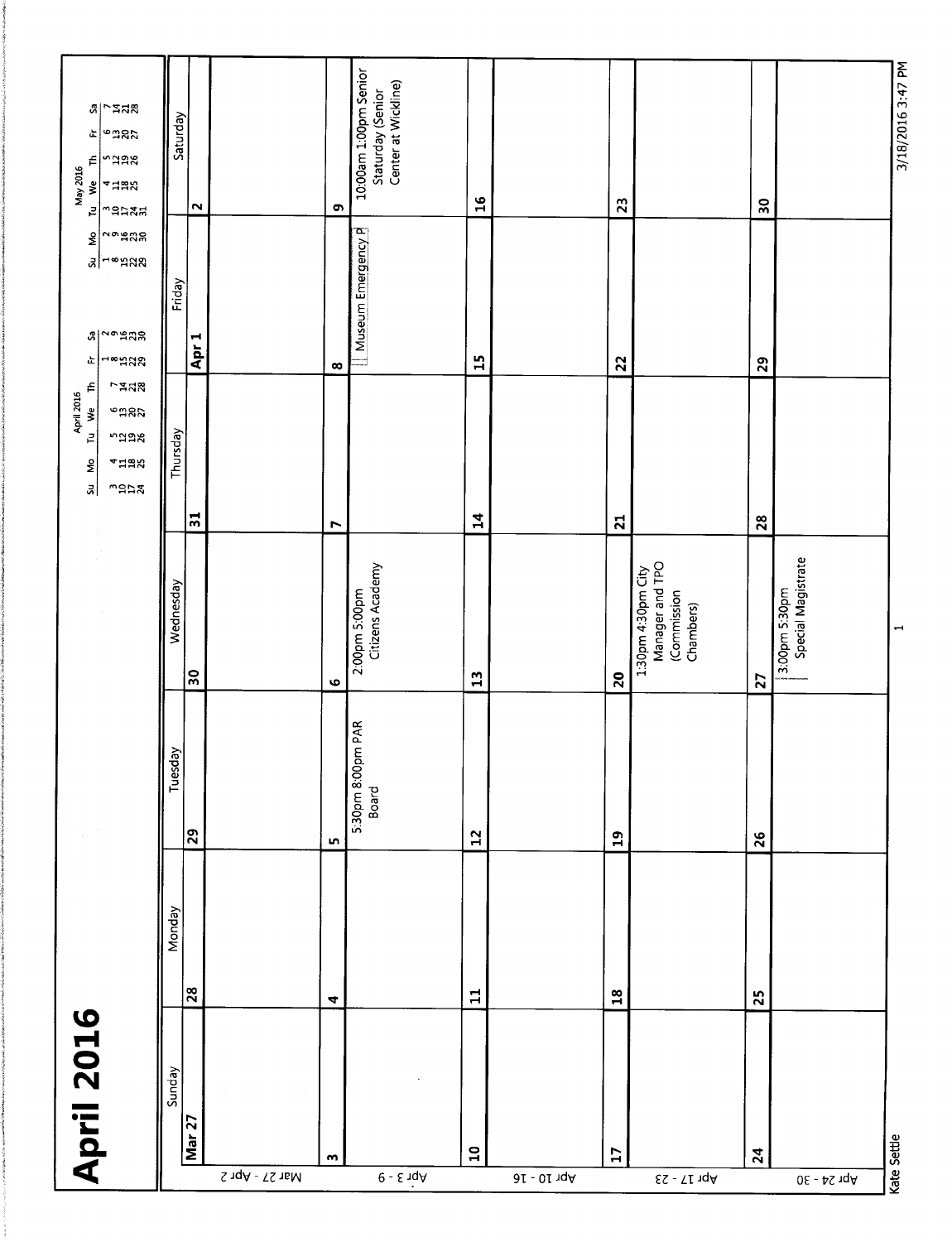# April 2016

| | Sunday | Monday | Tuesday | Wednesday | Thursday | Friday | Saturday |
|---|---|---|---|---|---|---|---|
| Mar 27 - Apr 2 | Mar 27 | 28 | 29 | 30 | 31 | Apr 1 | 2 |
| Apr 3 - 9 | 3 | 4 | 5<br>5:30pm 8:00pm PAR Board | 6<br>2:00pm 5:00pm Citizens Academy | 7 | 8<br>Museum Emergency P | 9<br>10:00am 1:00pm Senior Staturday (Senior Center at Wickline) |
| Apr 10 - 16 | 10 | 11 | 12 | 13 | 14 | 15 | 16 |
| Apr 17 - 23 | 17 | 18 | 19 | 20<br>1:30pm 4:30pm City Manager and TPO (Commission Chambers) | 21 | 22 | 23 |
| Apr 24 - 30 | 24 | 25 | 26 | 27<br>3:00pm 5:30pm Special Magistrate | 28 | 29 | 30 |

**April 2016**

| Su | Mo | Tu | We | Th | Fr | Sa |
|---|---|---|---|---|---|---|
| | | | | | 1 | 2 |
| 3 | 4 | 5 | 6 | 7 | 8 | 9 |
| 10 | 11 | 12 | 13 | 14 | 15 | 16 |
| 17 | 18 | 19 | 20 | 21 | 22 | 23 |
| 24 | 25 | 26 | 27 | 28 | 29 | 30 |

**May 2016**

| Su | Mo | Tu | We | Th | Fr | Sa |
|---|---|---|---|---|---|---|
| 1 | 2 | 3 | 4 | 5 | 6 | 7 |
| 8 | 9 | 10 | 11 | 12 | 13 | 14 |
| 15 | 16 | 17 | 18 | 19 | 20 | 21 |
| 22 | 23 | 24 | 25 | 26 | 27 | 28 |
| 29 | 30 | 31 | | | | |

Kate Settle

3/18/2016 3:47 PM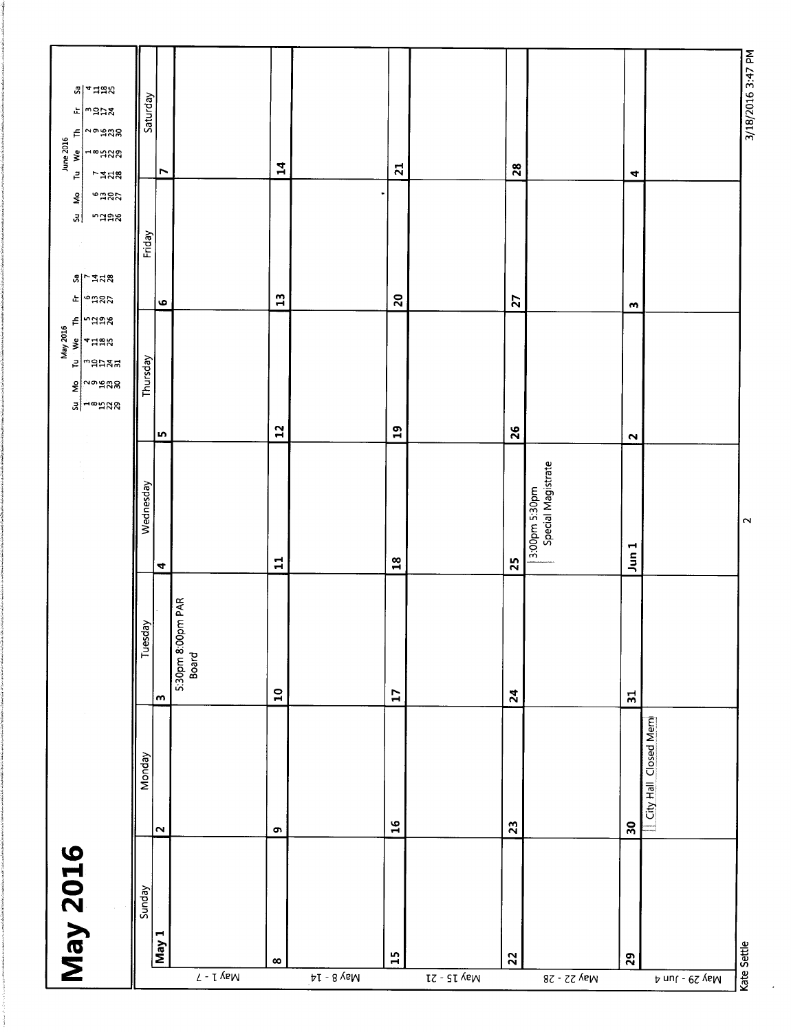# May 2016

| | Sunday | Monday | Tuesday | Wednesday | Thursday | Friday | Saturday |
|---|---|---|---|---|---|---|---|
| May 1 - 7 | May 1 | 2 | 3<br>5:30pm 8:00pm PAR Board | 4 | 5 | 6 | 7 |
| May 8 - 14 | 8 | 9 | 10 | 11 | 12 | 13 | 14 |
| May 15 - 21 | 15 | 16 | 17 | 18 | 19 | 20 | 21 |
| May 22 - 28 | 22 | 23 | 24 | 25<br>3:00pm 5:30pm Special Magistrate | 26 | 27 | 28 |
| May 29 - Jun 4 | 29 | 30<br>City Hall Closed Mem | 31 | Jun 1 | 2 | 3 | 4 |

**May 2016**

| Su | Mo | Tu | We | Th | Fr | Sa |
|---|---|---|---|---|---|---|
| 1 | 2 | 3 | 4 | 5 | 6 | 7 |
| 8 | 9 | 10 | 11 | 12 | 13 | 14 |
| 15 | 16 | 17 | 18 | 19 | 20 | 21 |
| 22 | 23 | 24 | 25 | 26 | 27 | 28 |
| 29 | 30 | 31 | | | | |

**June 2016**

| Su | Mo | Tu | We | Th | Fr | Sa |
|---|---|---|---|---|---|---|
| | | | 1 | 2 | 3 | 4 |
| 5 | 6 | 7 | 8 | 9 | 10 | 11 |
| 12 | 13 | 14 | 15 | 16 | 17 | 18 |
| 19 | 20 | 21 | 22 | 23 | 24 | 25 |
| 26 | 27 | 28 | 29 | 30 | | |

Kate Settle

3/18/2016 3:47 PM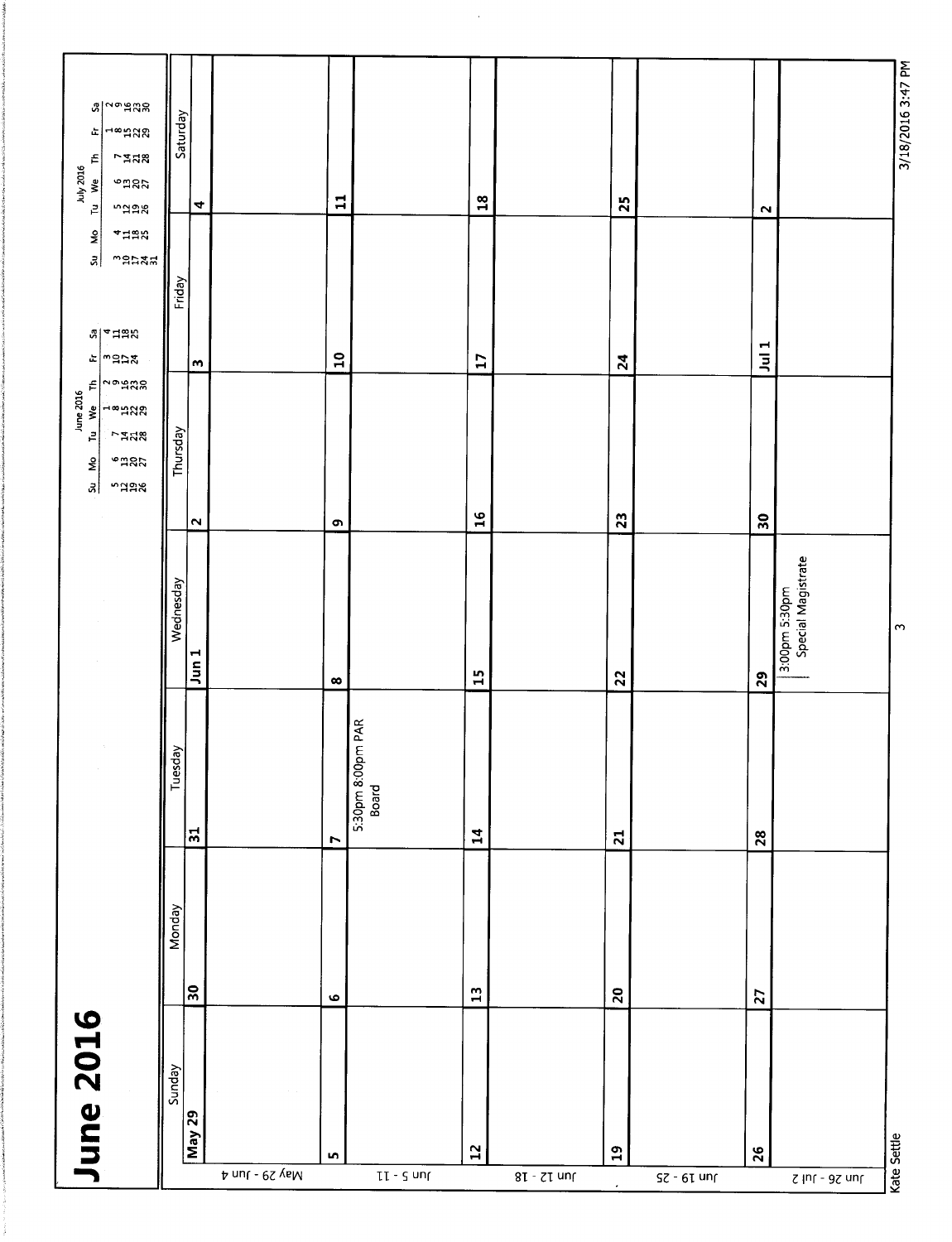# June 2016

**June 2016**

| Su | Mo | Tu | We | Th | Fr | Sa |
|---|---|---|---|---|---|---|
| | | | 1 | 2 | 3 | 4 |
| 5 | 6 | 7 | 8 | 9 | 10 | 11 |
| 12 | 13 | 14 | 15 | 16 | 17 | 18 |
| 19 | 20 | 21 | 22 | 23 | 24 | 25 |
| 26 | 27 | 28 | 29 | 30 | | |

**July 2016**

| Su | Mo | Tu | We | Th | Fr | Sa |
|---|---|---|---|---|---|---|
| | | | | | 1 | 2 |
| 3 | 4 | 5 | 6 | 7 | 8 | 9 |
| 10 | 11 | 12 | 13 | 14 | 15 | 16 |
| 17 | 18 | 19 | 20 | 21 | 22 | 23 |
| 24 | 25 | 26 | 27 | 28 | 29 | 30 |
| 31 | | | | | | |

| | Sunday | Monday | Tuesday | Wednesday | Thursday | Friday | Saturday |
|---|---|---|---|---|---|---|---|
| May 29 - Jun 4 | May 29 | 30 | 31 | Jun 1 | 2 | 3 | 4 |
| Jun 5 - 11 | 5 | 6 | 7<br>5:30pm 8:00pm PAR Board | 8 | 9 | 10 | 11 |
| Jun 12 - 18 | 12 | 13 | 14 | 15 | 16 | 17 | 18 |
| Jun 19 - 25 | 19 | 20 | 21 | 22 | 23 | 24 | 25 |
| Jun 26 - Jul 2 | 26 | 27 | 28 | 29<br>3:00pm 5:30pm Special Magistrate | 30 | Jul 1 | 2 |

Kate Settle

3/18/2016 3:47 PM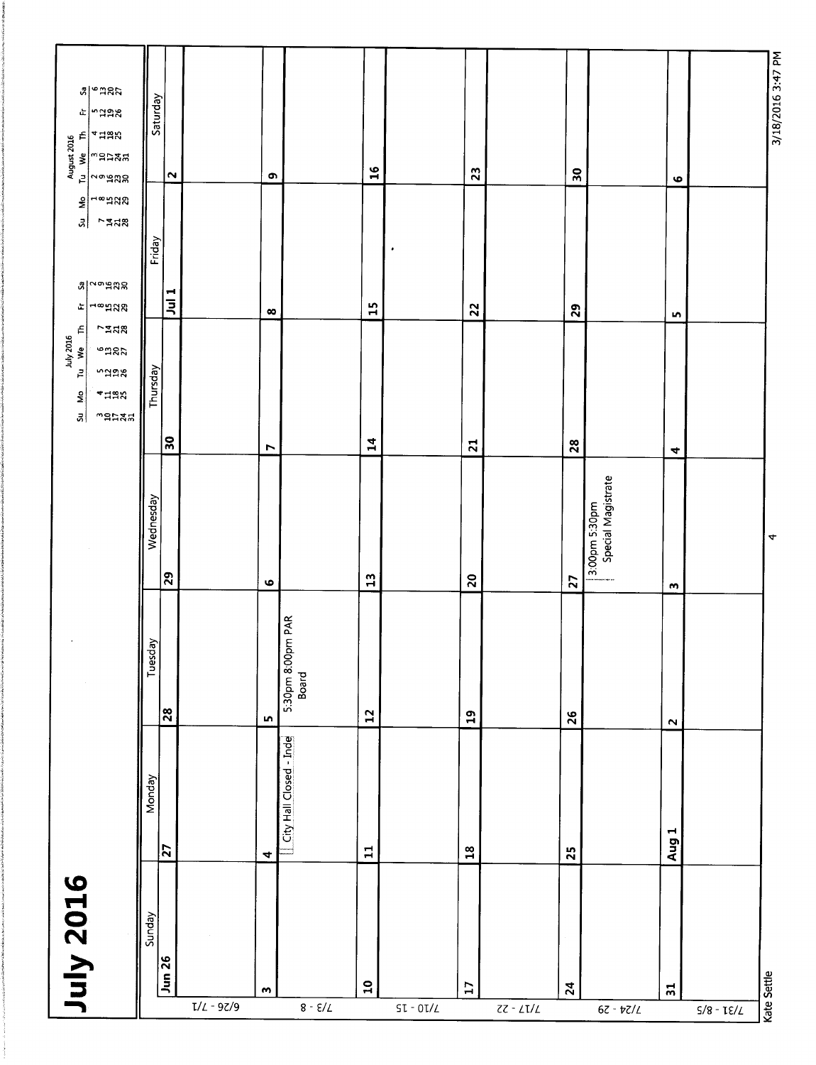# July 2016

| Su | Mo | Tu | We | Th | Fr | Sa |
|---|---|---|---|---|---|---|
| | | | | | 1 | 2 |
| 3 | 4 | 5 | 6 | 7 | 8 | 9 |
| 10 | 11 | 12 | 13 | 14 | 15 | 16 |
| 17 | 18 | 19 | 20 | 21 | 22 | 23 |
| 24 | 25 | 26 | 27 | 28 | 29 | 30 |
| 31 | | | | | | |

**August 2016**

| Su | Mo | Tu | We | Th | Fr | Sa |
|---|---|---|---|---|---|---|
| | 1 | 2 | 3 | 4 | 5 | 6 |
| 7 | 8 | 9 | 10 | 11 | 12 | 13 |
| 14 | 15 | 16 | 17 | 18 | 19 | 20 |
| 21 | 22 | 23 | 24 | 25 | 26 | 27 |
| 28 | 29 | 30 | 31 | | | |

| | Sunday | Monday | Tuesday | Wednesday | Thursday | Friday | Saturday |
|---|---|---|---|---|---|---|---|
| 6/26 - 7/1 | Jun 26 | 27 | 28 | 29 | 30 | Jul 1 | 2 |
| 7/3 - 8 | 3 | 4<br>City Hall Closed - Inde | 5<br>5:30pm 8:00pm PAR Board | 6 | 7 | 8 | 9 |
| 7/10 - 15 | 10 | 11 | 12 | 13 | 14 | 15 | 16 |
| 7/17 - 22 | 17 | 18 | 19 | 20 | 21 | 22 | 23 |
| 7/24 - 29 | 24 | 25 | 26 | 27<br>3:00pm 5:30pm Special Magistrate | 28 | 29 | 30 |
| 7/31 - 8/5 | 31 | Aug 1 | 2 | 3 | 4 | 5 | 6 |

Kate Settle

3/18/2016 3:47 PM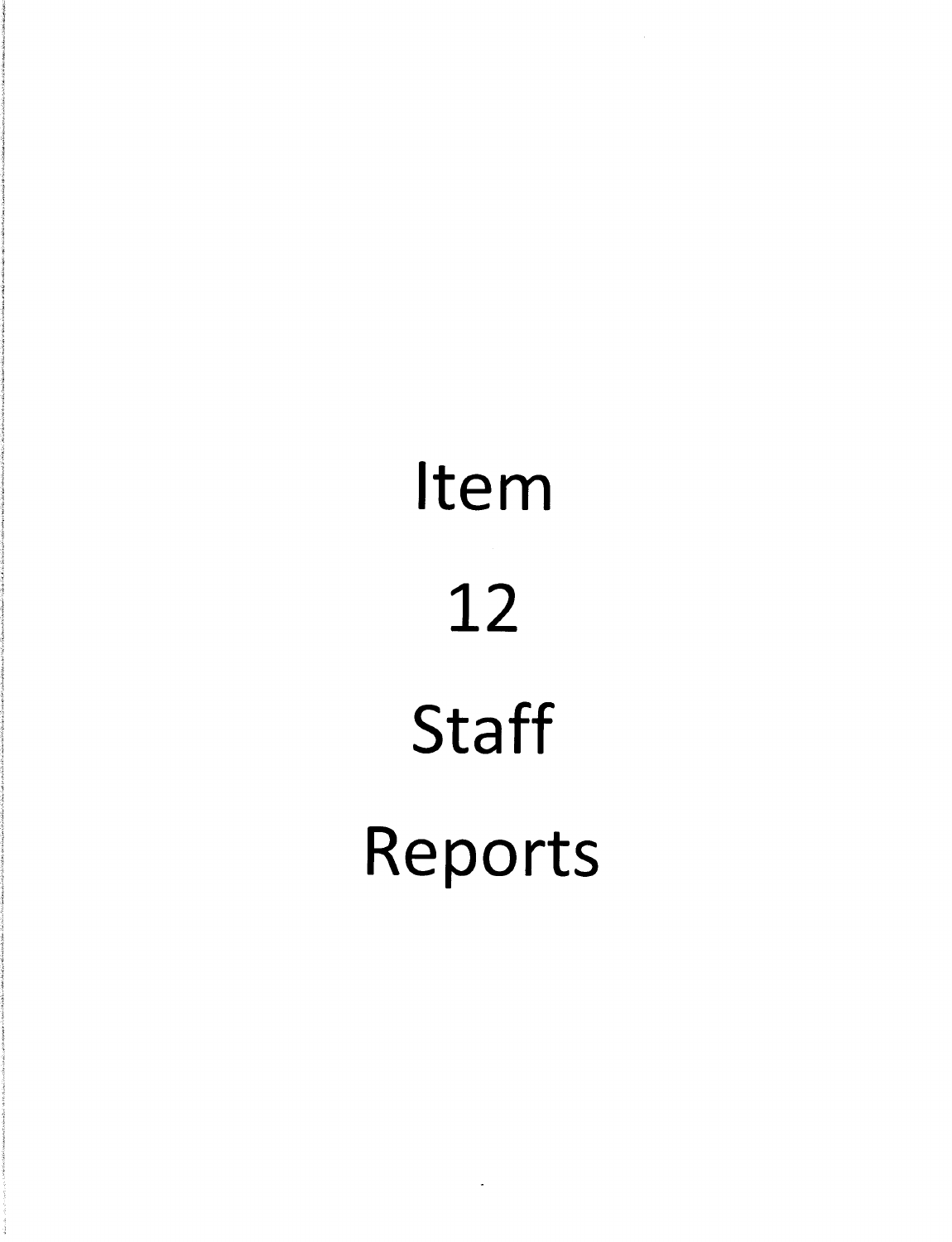# Item

# 12

# Staff

# Reports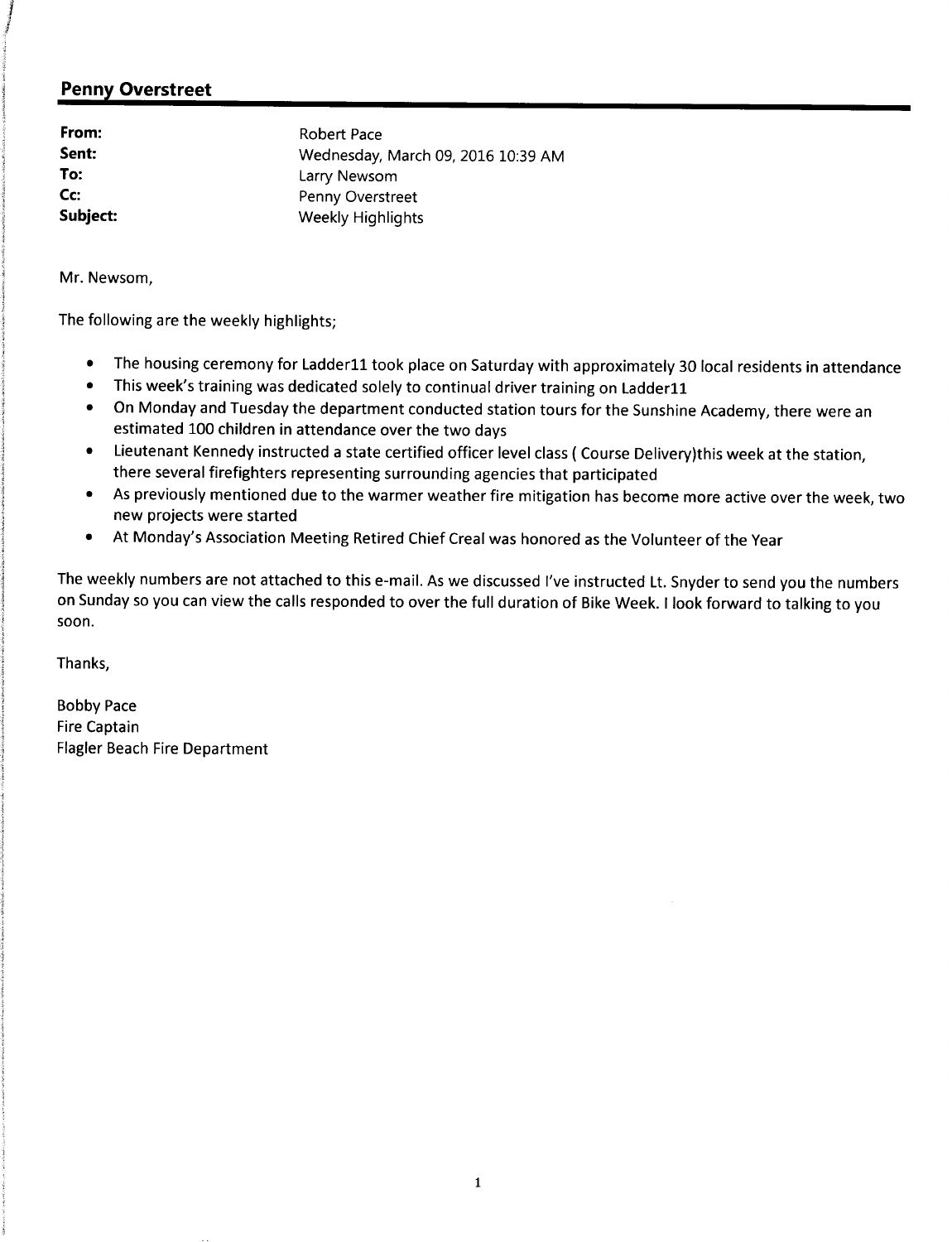## Penny Overstreet

| | |
|---|---|
| **From:** | Robert Pace |
| **Sent:** | Wednesday, March 09, 2016 10:39 AM |
| **To:** | Larry Newsom |
| **Cc:** | Penny Overstreet |
| **Subject:** | Weekly Highlights |

Mr. Newsom,

The following are the weekly highlights;

- The housing ceremony for Ladder11 took place on Saturday with approximately 30 local residents in attendance
- This week's training was dedicated solely to continual driver training on Ladder11
- On Monday and Tuesday the department conducted station tours for the Sunshine Academy, there were an estimated 100 children in attendance over the two days
- Lieutenant Kennedy instructed a state certified officer level class ( Course Delivery)this week at the station, there several firefighters representing surrounding agencies that participated
- As previously mentioned due to the warmer weather fire mitigation has become more active over the week, two new projects were started
- At Monday's Association Meeting Retired Chief Creal was honored as the Volunteer of the Year

The weekly numbers are not attached to this e-mail. As we discussed I've instructed Lt. Snyder to send you the numbers on Sunday so you can view the calls responded to over the full duration of Bike Week. I look forward to talking to you soon.

Thanks,

Bobby Pace
Fire Captain
Flagler Beach Fire Department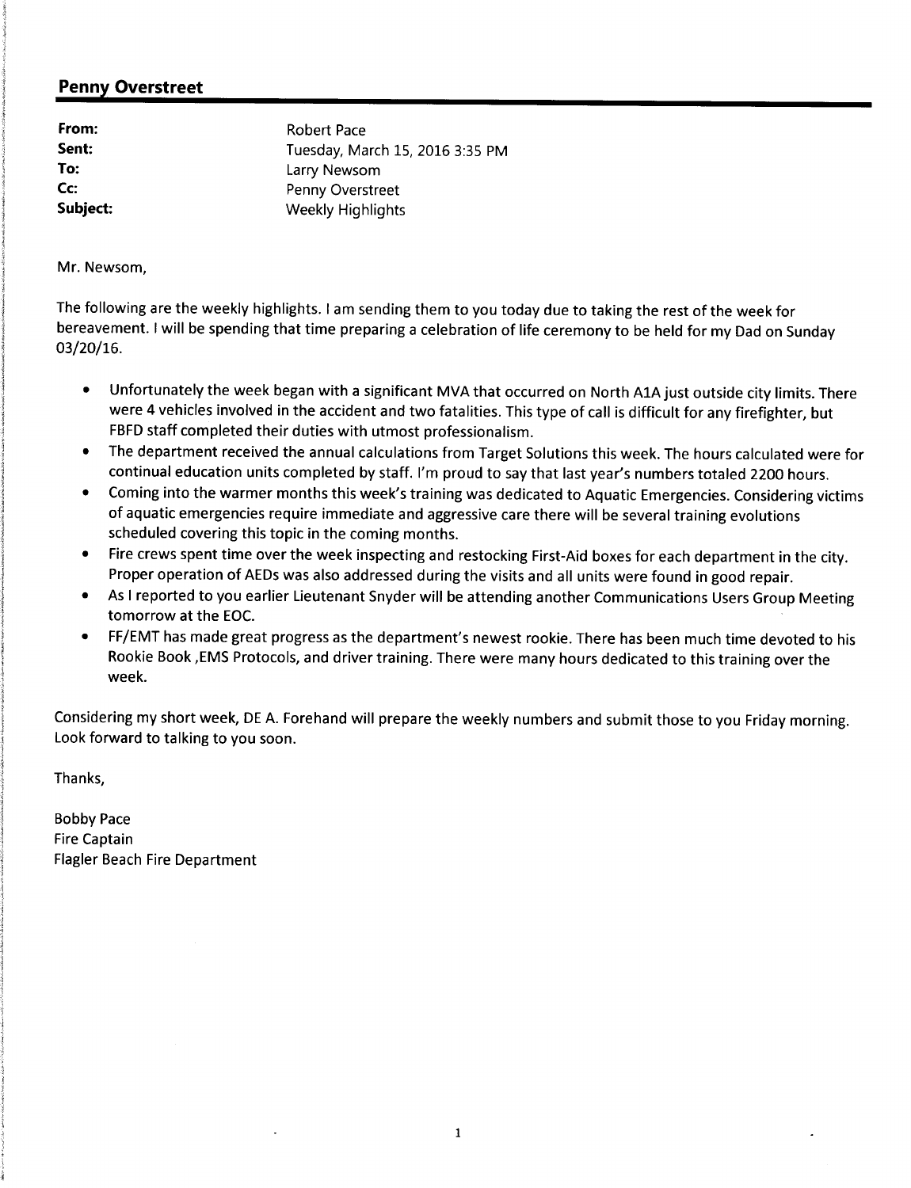## Penny Overstreet

| | |
|---|---|
| **From:** | Robert Pace |
| **Sent:** | Tuesday, March 15, 2016 3:35 PM |
| **To:** | Larry Newsom |
| **Cc:** | Penny Overstreet |
| **Subject:** | Weekly Highlights |

Mr. Newsom,

The following are the weekly highlights. I am sending them to you today due to taking the rest of the week for bereavement. I will be spending that time preparing a celebration of life ceremony to be held for my Dad on Sunday 03/20/16.

- Unfortunately the week began with a significant MVA that occurred on North A1A just outside city limits. There were 4 vehicles involved in the accident and two fatalities. This type of call is difficult for any firefighter, but FBFD staff completed their duties with utmost professionalism.
- The department received the annual calculations from Target Solutions this week. The hours calculated were for continual education units completed by staff. I'm proud to say that last year's numbers totaled 2200 hours.
- Coming into the warmer months this week's training was dedicated to Aquatic Emergencies. Considering victims of aquatic emergencies require immediate and aggressive care there will be several training evolutions scheduled covering this topic in the coming months.
- Fire crews spent time over the week inspecting and restocking First-Aid boxes for each department in the city. Proper operation of AEDs was also addressed during the visits and all units were found in good repair.
- As I reported to you earlier Lieutenant Snyder will be attending another Communications Users Group Meeting tomorrow at the EOC.
- FF/EMT has made great progress as the department's newest rookie. There has been much time devoted to his Rookie Book ,EMS Protocols, and driver training. There were many hours dedicated to this training over the week.

Considering my short week, DE A. Forehand will prepare the weekly numbers and submit those to you Friday morning. Look forward to talking to you soon.

Thanks,

Bobby Pace
Fire Captain
Flagler Beach Fire Department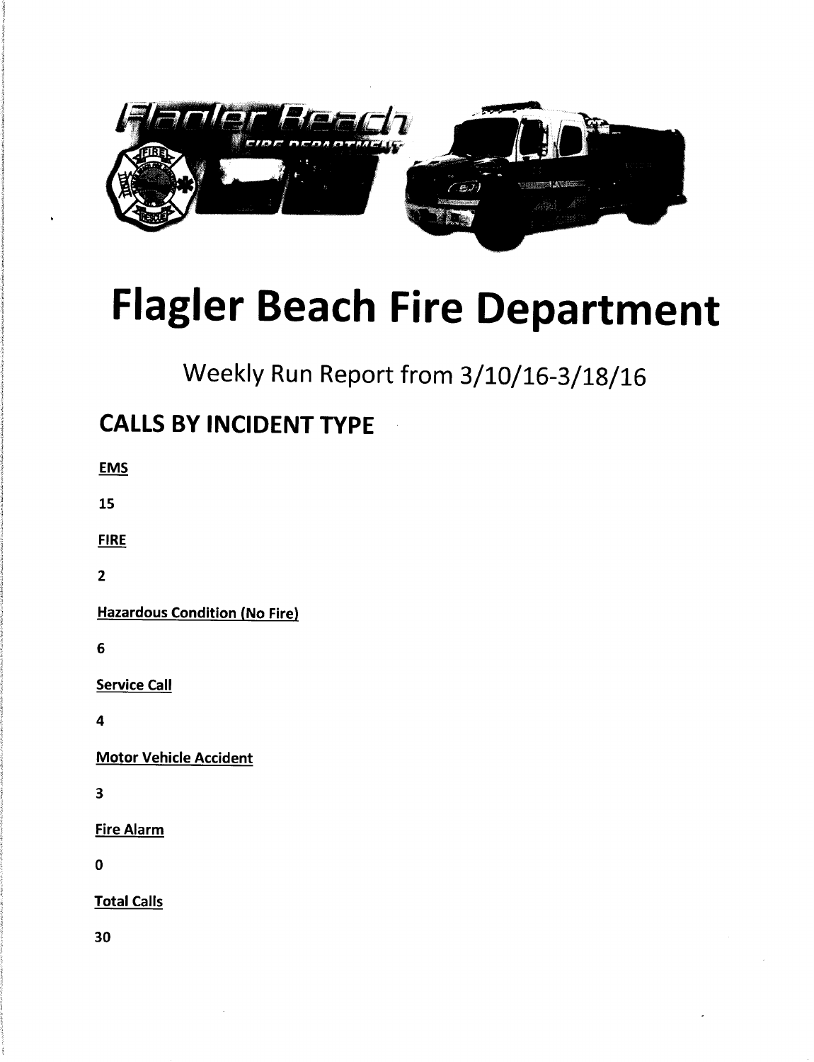# Flagler Beach Fire Department

Weekly Run Report from 3/10/16-3/18/16

## CALLS BY INCIDENT TYPE

**EMS**

**15**

**FIRE**

**2**

**Hazardous Condition (No Fire)**

**6**

**Service Call**

**4**

**Motor Vehicle Accident**

**3**

**Fire Alarm**

**0**

**Total Calls**

**30**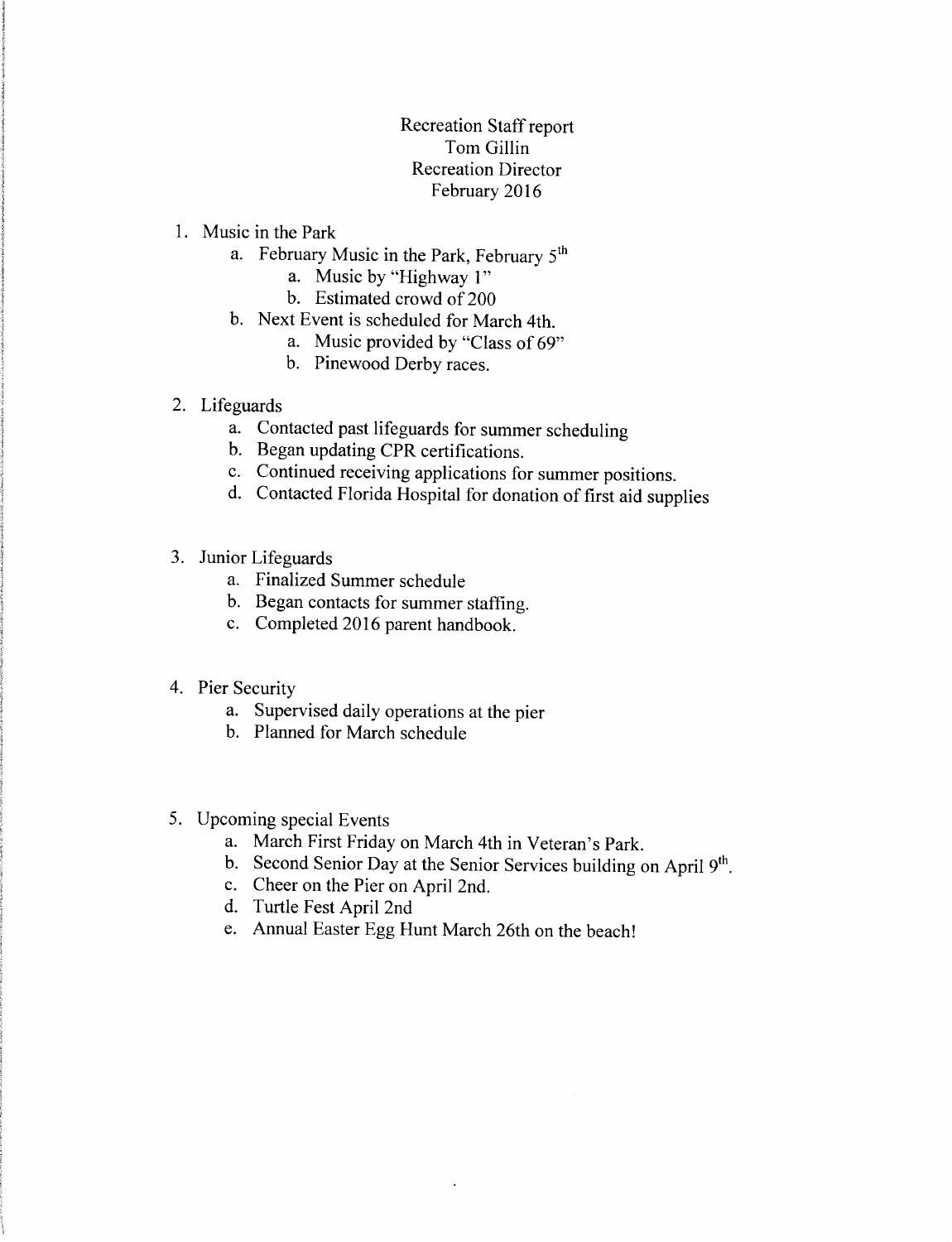Recreation Staff report
Tom Gillin
Recreation Director
February 2016

1. Music in the Park
   a. February Music in the Park, February 5th
      a. Music by "Highway 1"
      b. Estimated crowd of 200
   b. Next Event is scheduled for March 4th.
      a. Music provided by "Class of 69"
      b. Pinewood Derby races.

2. Lifeguards
   a. Contacted past lifeguards for summer scheduling
   b. Began updating CPR certifications.
   c. Continued receiving applications for summer positions.
   d. Contacted Florida Hospital for donation of first aid supplies

3. Junior Lifeguards
   a. Finalized Summer schedule
   b. Began contacts for summer staffing.
   c. Completed 2016 parent handbook.

4. Pier Security
   a. Supervised daily operations at the pier
   b. Planned for March schedule

5. Upcoming special Events
   a. March First Friday on March 4th in Veteran's Park.
   b. Second Senior Day at the Senior Services building on April 9th.
   c. Cheer on the Pier on April 2nd.
   d. Turtle Fest April 2nd
   e. Annual Easter Egg Hunt March 26th on the beach!